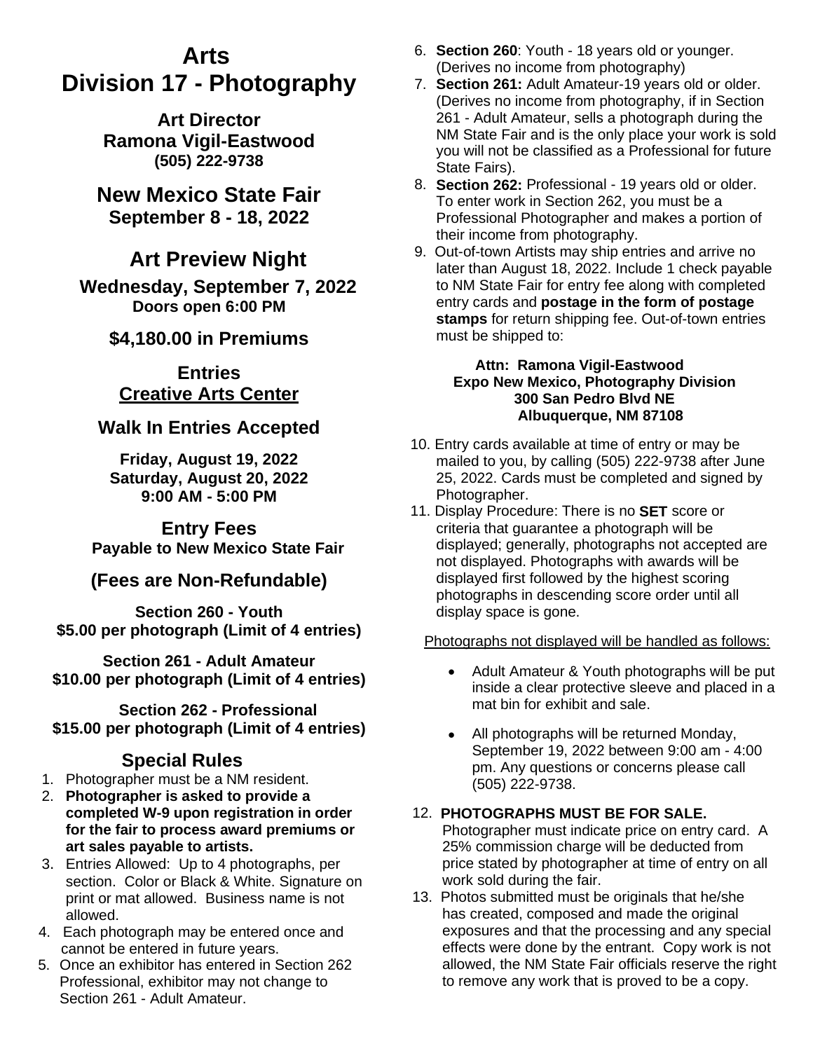# Arts
# Division 17 - Photography

**Art Director**
**Ramona Vigil-Eastwood**
**(505) 222-9738**

## New Mexico State Fair
**September 8 - 18, 2022**

## Art Preview Night
**Wednesday, September 7, 2022**
**Doors open 6:00 PM**

**$4,180.00 in Premiums**

### Entries
**Creative Arts Center**

### Walk In Entries Accepted

**Friday, August 19, 2022**
**Saturday, August 20, 2022**
**9:00 AM - 5:00 PM**

### Entry Fees
**Payable to New Mexico State Fair**

### (Fees are Non-Refundable)

**Section 260 - Youth**
**$5.00 per photograph (Limit of 4 entries)**

**Section 261 - Adult Amateur**
**$10.00 per photograph (Limit of 4 entries)**

**Section 262 - Professional**
**$15.00 per photograph (Limit of 4 entries)**

### Special Rules

1. Photographer must be a NM resident.
2. **Photographer is asked to provide a completed W-9 upon registration in order for the fair to process award premiums or art sales payable to artists.**
3. Entries Allowed: Up to 4 photographs, per section. Color or Black & White. Signature on print or mat allowed. Business name is not allowed.
4. Each photograph may be entered once and cannot be entered in future years.
5. Once an exhibitor has entered in Section 262 Professional, exhibitor may not change to Section 261 - Adult Amateur.
6. **Section 260**: Youth - 18 years old or younger. (Derives no income from photography)
7. **Section 261:** Adult Amateur-19 years old or older. (Derives no income from photography, if in Section 261 - Adult Amateur, sells a photograph during the NM State Fair and is the only place your work is sold you will not be classified as a Professional for future State Fairs).
8. **Section 262:** Professional - 19 years old or older. To enter work in Section 262, you must be a Professional Photographer and makes a portion of their income from photography.
9. Out-of-town Artists may ship entries and arrive no later than August 18, 2022. Include 1 check payable to NM State Fair for entry fee along with completed entry cards and **postage in the form of postage stamps** for return shipping fee. Out-of-town entries must be shipped to:

   **Attn: Ramona Vigil-Eastwood**
   **Expo New Mexico, Photography Division**
   **300 San Pedro Blvd NE**
   **Albuquerque, NM 87108**

10. Entry cards available at time of entry or may be mailed to you, by calling (505) 222-9738 after June 25, 2022. Cards must be completed and signed by Photographer.
11. Display Procedure: There is no **SET** score or criteria that guarantee a photograph will be displayed; generally, photographs not accepted are not displayed. Photographs with awards will be displayed first followed by the highest scoring photographs in descending score order until all display space is gone.

    Photographs not displayed will be handled as follows:

    - Adult Amateur & Youth photographs will be put inside a clear protective sleeve and placed in a mat bin for exhibit and sale.
    - All photographs will be returned Monday, September 19, 2022 between 9:00 am - 4:00 pm. Any questions or concerns please call (505) 222-9738.

12. **PHOTOGRAPHS MUST BE FOR SALE.** Photographer must indicate price on entry card. A 25% commission charge will be deducted from price stated by photographer at time of entry on all work sold during the fair.
13. Photos submitted must be originals that he/she has created, composed and made the original exposures and that the processing and any special effects were done by the entrant. Copy work is not allowed, the NM State Fair officials reserve the right to remove any work that is proved to be a copy.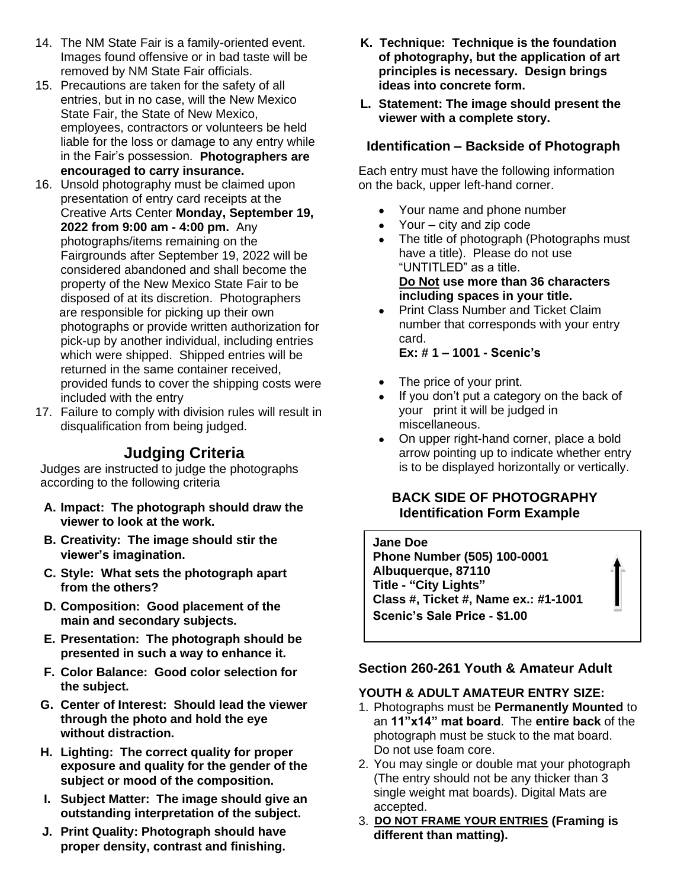14. The NM State Fair is a family-oriented event. Images found offensive or in bad taste will be removed by NM State Fair officials.
15. Precautions are taken for the safety of all entries, but in no case, will the New Mexico State Fair, the State of New Mexico, employees, contractors or volunteers be held liable for the loss or damage to any entry while in the Fair's possession. **Photographers are encouraged to carry insurance.**
16. Unsold photography must be claimed upon presentation of entry card receipts at the Creative Arts Center **Monday, September 19, 2022 from 9:00 am - 4:00 pm.** Any photographs/items remaining on the Fairgrounds after September 19, 2022 will be considered abandoned and shall become the property of the New Mexico State Fair to be disposed of at its discretion. Photographers are responsible for picking up their own photographs or provide written authorization for pick-up by another individual, including entries which were shipped. Shipped entries will be returned in the same container received, provided funds to cover the shipping costs were included with the entry
17. Failure to comply with division rules will result in disqualification from being judged.

## Judging Criteria

Judges are instructed to judge the photographs according to the following criteria

- **A. Impact: The photograph should draw the viewer to look at the work.**
- **B. Creativity: The image should stir the viewer's imagination.**
- **C. Style: What sets the photograph apart from the others?**
- **D. Composition: Good placement of the main and secondary subjects.**
- **E. Presentation: The photograph should be presented in such a way to enhance it.**
- **F. Color Balance: Good color selection for the subject.**
- **G. Center of Interest: Should lead the viewer through the photo and hold the eye without distraction.**
- **H. Lighting: The correct quality for proper exposure and quality for the gender of the subject or mood of the composition.**
- **I. Subject Matter: The image should give an outstanding interpretation of the subject.**
- **J. Print Quality: Photograph should have proper density, contrast and finishing.**
- **K. Technique: Technique is the foundation of photography, but the application of art principles is necessary. Design brings ideas into concrete form.**
- **L. Statement: The image should present the viewer with a complete story.**

## Identification – Backside of Photograph

Each entry must have the following information on the back, upper left-hand corner.

- Your name and phone number
- Your – city and zip code
- The title of photograph (Photographs must have a title). Please do not use "UNTITLED" as a title.
  **Do Not use more than 36 characters including spaces in your title.**
- Print Class Number and Ticket Claim number that corresponds with your entry card.
  **Ex: # 1 – 1001 - Scenic's**
- The price of your print.
- If you don't put a category on the back of your print it will be judged in miscellaneous.
- On upper right-hand corner, place a bold arrow pointing up to indicate whether entry is to be displayed horizontally or vertically.

### BACK SIDE OF PHOTOGRAPHY Identification Form Example

**Jane Doe**
**Phone Number (505) 100-0001**
**Albuquerque, 87110**
**Title - "City Lights"**
**Class #, Ticket #, Name ex.: #1-1001**
**Scenic's Sale Price - $1.00**

↑

## Section 260-261 Youth & Amateur Adult

**YOUTH & ADULT AMATEUR ENTRY SIZE:**

1. Photographs must be **Permanently Mounted** to an **11"x14" mat board**. The **entire back** of the photograph must be stuck to the mat board. Do not use foam core.
2. You may single or double mat your photograph (The entry should not be any thicker than 3 single weight mat boards). Digital Mats are accepted.
3. **DO NOT FRAME YOUR ENTRIES (Framing is different than matting).**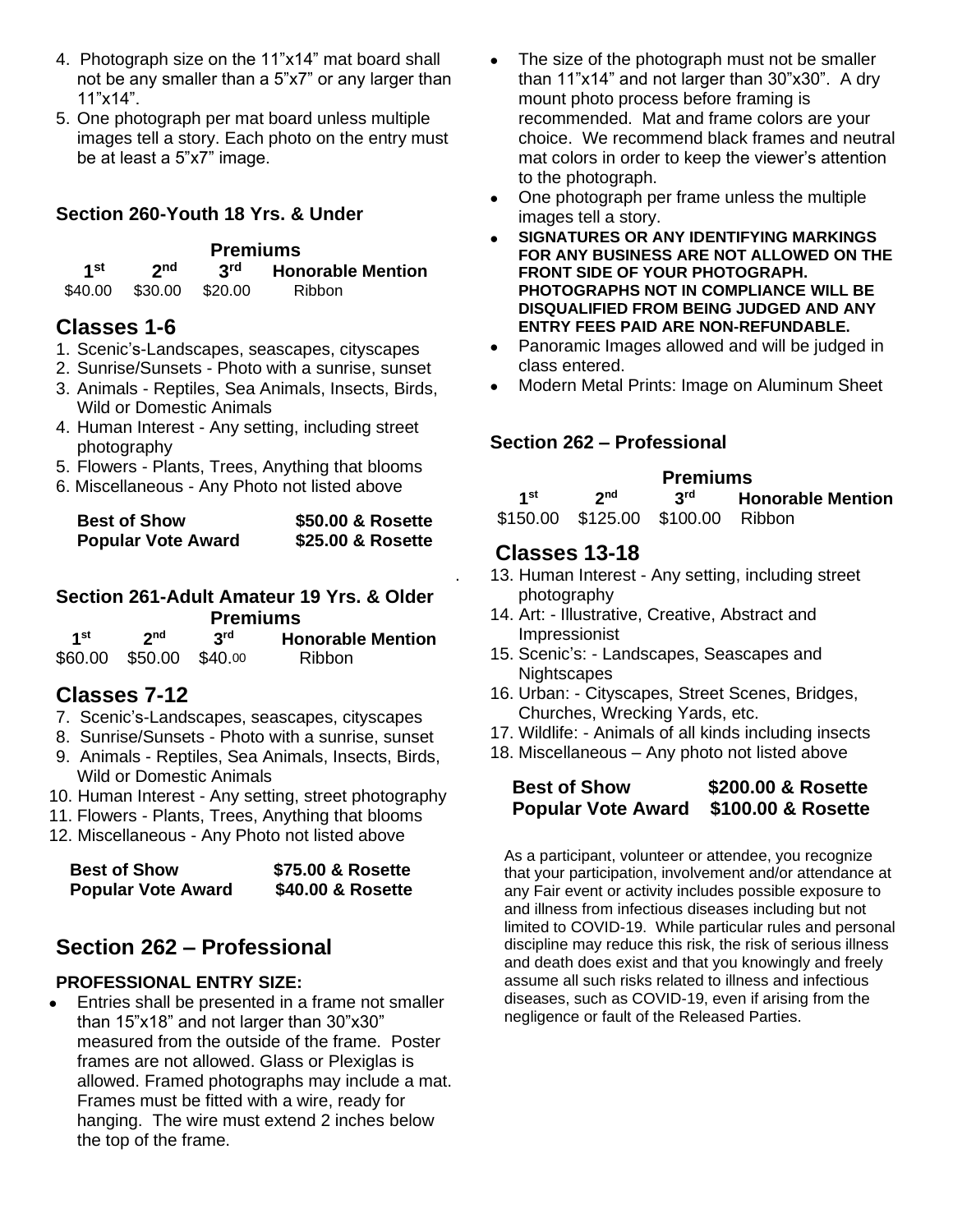4. Photograph size on the 11"x14" mat board shall not be any smaller than a 5"x7" or any larger than 11"x14".
5. One photograph per mat board unless multiple images tell a story. Each photo on the entry must be at least a 5"x7" image.

### Section 260-Youth 18 Yrs. & Under

**Premiums**

| 1st | 2nd | 3rd | Honorable Mention |
|---|---|---|---|
| $40.00 | $30.00 | $20.00 | Ribbon |

## Classes 1-6

1. Scenic's-Landscapes, seascapes, cityscapes
2. Sunrise/Sunsets - Photo with a sunrise, sunset
3. Animals - Reptiles, Sea Animals, Insects, Birds, Wild or Domestic Animals
4. Human Interest - Any setting, including street photography
5. Flowers - Plants, Trees, Anything that blooms
6. Miscellaneous - Any Photo not listed above

**Best of Show** **$50.00 & Rosette**
**Popular Vote Award** **$25.00 & Rosette**

### Section 261-Adult Amateur 19 Yrs. & Older

**Premiums**

| 1st | 2nd | 3rd | Honorable Mention |
|---|---|---|---|
| $60.00 | $50.00 | $40.00 | Ribbon |

## Classes 7-12

7. Scenic's-Landscapes, seascapes, cityscapes
8. Sunrise/Sunsets - Photo with a sunrise, sunset
9. Animals - Reptiles, Sea Animals, Insects, Birds, Wild or Domestic Animals
10. Human Interest - Any setting, street photography
11. Flowers - Plants, Trees, Anything that blooms
12. Miscellaneous - Any Photo not listed above

**Best of Show** **$75.00 & Rosette**
**Popular Vote Award** **$40.00 & Rosette**

## Section 262 – Professional

**PROFESSIONAL ENTRY SIZE:**

- Entries shall be presented in a frame not smaller than 15"x18" and not larger than 30"x30" measured from the outside of the frame. Poster frames are not allowed. Glass or Plexiglas is allowed. Framed photographs may include a mat. Frames must be fitted with a wire, ready for hanging. The wire must extend 2 inches below the top of the frame.
- The size of the photograph must not be smaller than 11"x14" and not larger than 30"x30". A dry mount photo process before framing is recommended. Mat and frame colors are your choice. We recommend black frames and neutral mat colors in order to keep the viewer's attention to the photograph.
- One photograph per frame unless the multiple images tell a story.
- **SIGNATURES OR ANY IDENTIFYING MARKINGS FOR ANY BUSINESS ARE NOT ALLOWED ON THE FRONT SIDE OF YOUR PHOTOGRAPH. PHOTOGRAPHS NOT IN COMPLIANCE WILL BE DISQUALIFIED FROM BEING JUDGED AND ANY ENTRY FEES PAID ARE NON-REFUNDABLE.**
- Panoramic Images allowed and will be judged in class entered.
- Modern Metal Prints: Image on Aluminum Sheet

### Section 262 – Professional

**Premiums**

| 1st | 2nd | 3rd | Honorable Mention |
|---|---|---|---|
| $150.00 | $125.00 | $100.00 | Ribbon |

## Classes 13-18

13. Human Interest - Any setting, including street photography
14. Art: - Illustrative, Creative, Abstract and Impressionist
15. Scenic's: - Landscapes, Seascapes and Nightscapes
16. Urban: - Cityscapes, Street Scenes, Bridges, Churches, Wrecking Yards, etc.
17. Wildlife: - Animals of all kinds including insects
18. Miscellaneous – Any photo not listed above

**Best of Show** **$200.00 & Rosette**
**Popular Vote Award** **$100.00 & Rosette**

As a participant, volunteer or attendee, you recognize that your participation, involvement and/or attendance at any Fair event or activity includes possible exposure to and illness from infectious diseases including but not limited to COVID-19. While particular rules and personal discipline may reduce this risk, the risk of serious illness and death does exist and that you knowingly and freely assume all such risks related to illness and infectious diseases, such as COVID-19, even if arising from the negligence or fault of the Released Parties.